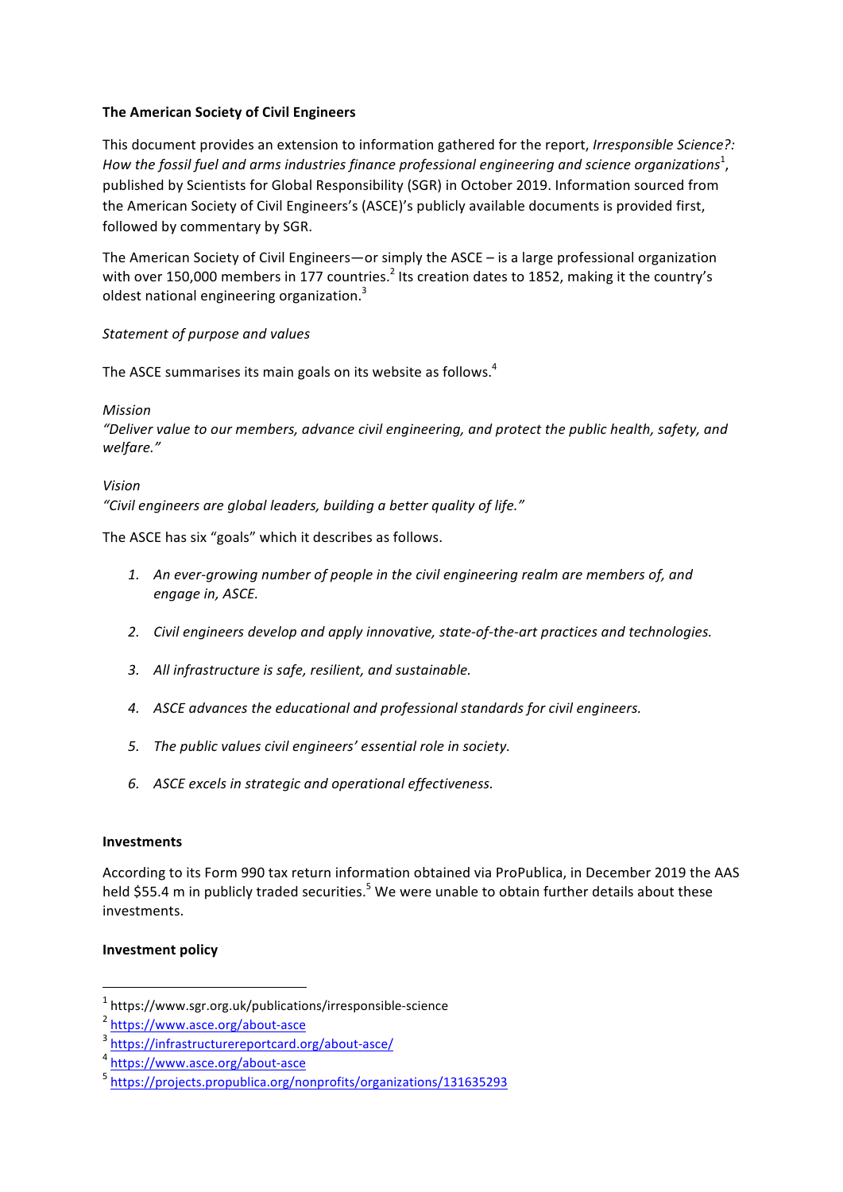**The American Society of Civil Engineers**

This document provides an extension to information gathered for the report, *Irresponsible Science?: How the fossil fuel and arms industries finance professional engineering and science organizations*[1], published by Scientists for Global Responsibility (SGR) in October 2019. Information sourced from the American Society of Civil Engineers's (ASCE)'s publicly available documents is provided first, followed by commentary by SGR.

The American Society of Civil Engineers—or simply the ASCE – is a large professional organization with over 150,000 members in 177 countries.[2] Its creation dates to 1852, making it the country's oldest national engineering organization.[3]

*Statement of purpose and values*

The ASCE summarises its main goals on its website as follows.[4]

*Mission*
*"Deliver value to our members, advance civil engineering, and protect the public health, safety, and welfare."*

*Vision*
*"Civil engineers are global leaders, building a better quality of life."*

The ASCE has six "goals" which it describes as follows.

1. *An ever-growing number of people in the civil engineering realm are members of, and engage in, ASCE.*
2. *Civil engineers develop and apply innovative, state-of-the-art practices and technologies.*
3. *All infrastructure is safe, resilient, and sustainable.*
4. *ASCE advances the educational and professional standards for civil engineers.*
5. *The public values civil engineers' essential role in society.*
6. *ASCE excels in strategic and operational effectiveness.*

**Investments**

According to its Form 990 tax return information obtained via ProPublica, in December 2019 the AAS held $55.4 m in publicly traded securities.[5] We were unable to obtain further details about these investments.

**Investment policy**

---

[1] https://www.sgr.org.uk/publications/irresponsible-science

[2] https://www.asce.org/about-asce

[3] https://infrastructurereportcard.org/about-asce/

[4] https://www.asce.org/about-asce

[5] https://projects.propublica.org/nonprofits/organizations/131635293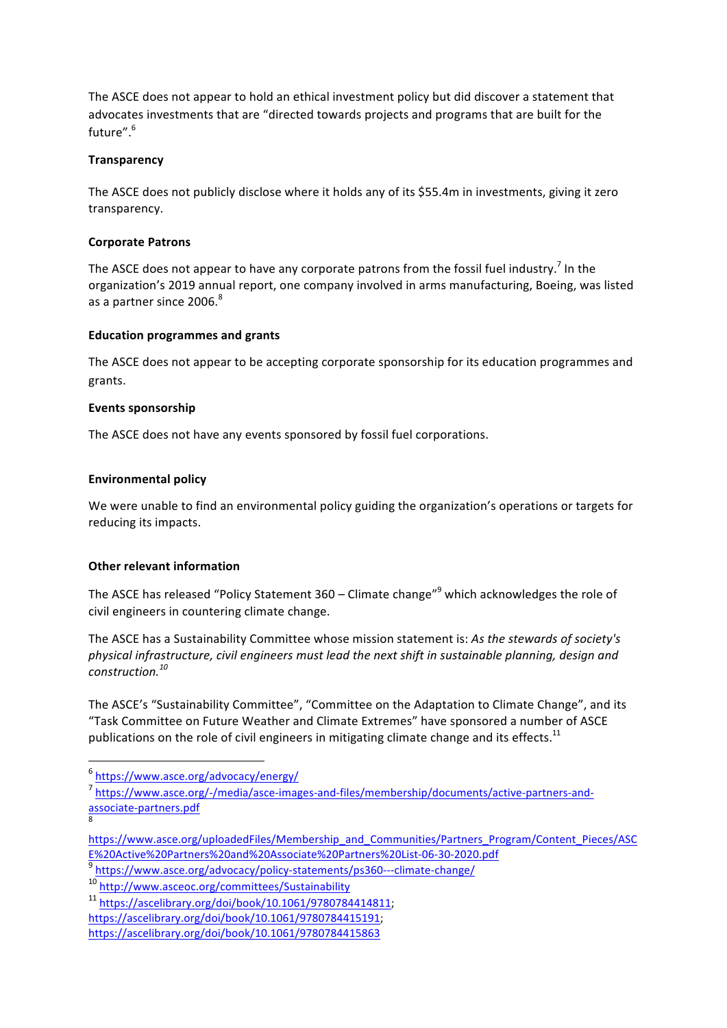The ASCE does not appear to hold an ethical investment policy but did discover a statement that advocates investments that are "directed towards projects and programs that are built for the future".[6]

**Transparency**

The ASCE does not publicly disclose where it holds any of its $55.4m in investments, giving it zero transparency.

**Corporate Patrons**

The ASCE does not appear to have any corporate patrons from the fossil fuel industry.[7] In the organization's 2019 annual report, one company involved in arms manufacturing, Boeing, was listed as a partner since 2006.[8]

**Education programmes and grants**

The ASCE does not appear to be accepting corporate sponsorship for its education programmes and grants.

**Events sponsorship**

The ASCE does not have any events sponsored by fossil fuel corporations.

**Environmental policy**

We were unable to find an environmental policy guiding the organization's operations or targets for reducing its impacts.

**Other relevant information**

The ASCE has released "Policy Statement 360 – Climate change"[9] which acknowledges the role of civil engineers in countering climate change.

The ASCE has a Sustainability Committee whose mission statement is: *As the stewards of society's physical infrastructure, civil engineers must lead the next shift in sustainable planning, design and construction.*[10]

The ASCE's "Sustainability Committee", "Committee on the Adaptation to Climate Change", and its "Task Committee on Future Weather and Climate Extremes" have sponsored a number of ASCE publications on the role of civil engineers in mitigating climate change and its effects.[11]

---

[6] https://www.asce.org/advocacy/energy/

[7] https://www.asce.org/-/media/asce-images-and-files/membership/documents/active-partners-and-associate-partners.pdf

[8] https://www.asce.org/uploadedFiles/Membership_and_Communities/Partners_Program/Content_Pieces/ASCE%20Active%20Partners%20and%20Associate%20Partners%20List-06-30-2020.pdf

[9] https://www.asce.org/advocacy/policy-statements/ps360---climate-change/

[10] http://www.asceoc.org/committees/Sustainability

[11] https://ascelibrary.org/doi/book/10.1061/9780784414811; https://ascelibrary.org/doi/book/10.1061/9780784415191; https://ascelibrary.org/doi/book/10.1061/9780784415863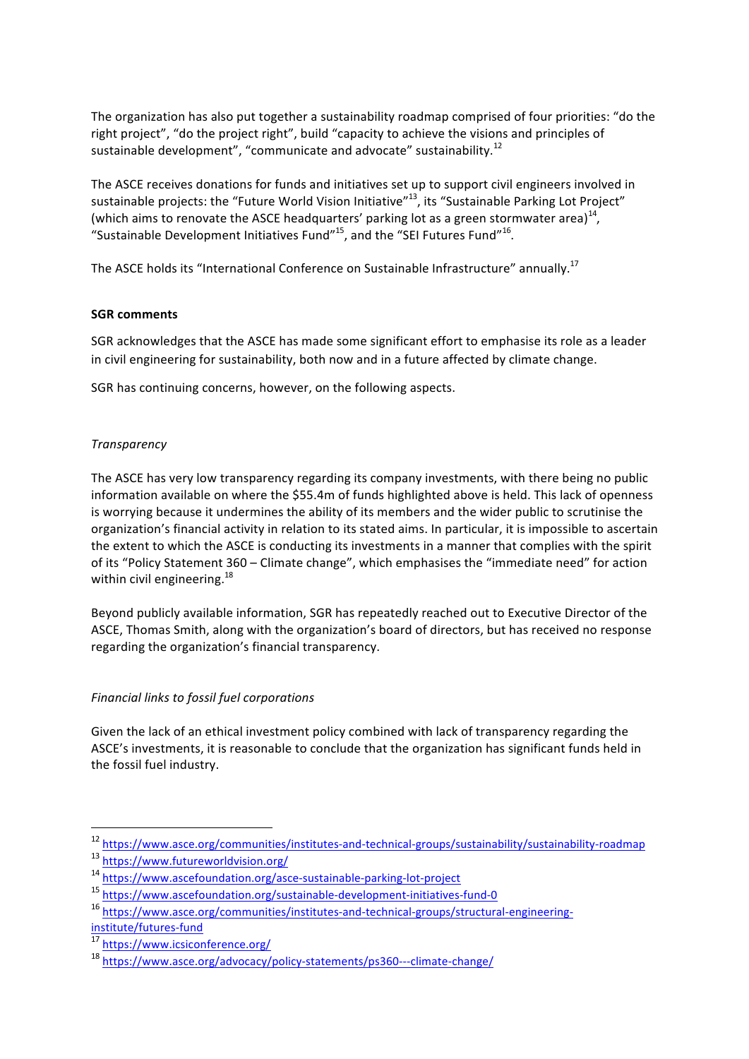The organization has also put together a sustainability roadmap comprised of four priorities: "do the right project", "do the project right", build "capacity to achieve the visions and principles of sustainable development", "communicate and advocate" sustainability.[12]

The ASCE receives donations for funds and initiatives set up to support civil engineers involved in sustainable projects: the "Future World Vision Initiative"[13], its "Sustainable Parking Lot Project" (which aims to renovate the ASCE headquarters' parking lot as a green stormwater area)[14], "Sustainable Development Initiatives Fund"[15], and the "SEI Futures Fund"[16].

The ASCE holds its "International Conference on Sustainable Infrastructure" annually.[17]

**SGR comments**

SGR acknowledges that the ASCE has made some significant effort to emphasise its role as a leader in civil engineering for sustainability, both now and in a future affected by climate change.

SGR has continuing concerns, however, on the following aspects.

*Transparency*

The ASCE has very low transparency regarding its company investments, with there being no public information available on where the $55.4m of funds highlighted above is held. This lack of openness is worrying because it undermines the ability of its members and the wider public to scrutinise the organization's financial activity in relation to its stated aims. In particular, it is impossible to ascertain the extent to which the ASCE is conducting its investments in a manner that complies with the spirit of its "Policy Statement 360 – Climate change", which emphasises the "immediate need" for action within civil engineering.[18]

Beyond publicly available information, SGR has repeatedly reached out to Executive Director of the ASCE, Thomas Smith, along with the organization's board of directors, but has received no response regarding the organization's financial transparency.

*Financial links to fossil fuel corporations*

Given the lack of an ethical investment policy combined with lack of transparency regarding the ASCE's investments, it is reasonable to conclude that the organization has significant funds held in the fossil fuel industry.

---

[12] https://www.asce.org/communities/institutes-and-technical-groups/sustainability/sustainability-roadmap

[13] https://www.futureworldvision.org/

[14] https://www.ascefoundation.org/asce-sustainable-parking-lot-project

[15] https://www.ascefoundation.org/sustainable-development-initiatives-fund-0

[16] https://www.asce.org/communities/institutes-and-technical-groups/structural-engineering-institute/futures-fund

[17] https://www.icsiconference.org/

[18] https://www.asce.org/advocacy/policy-statements/ps360---climate-change/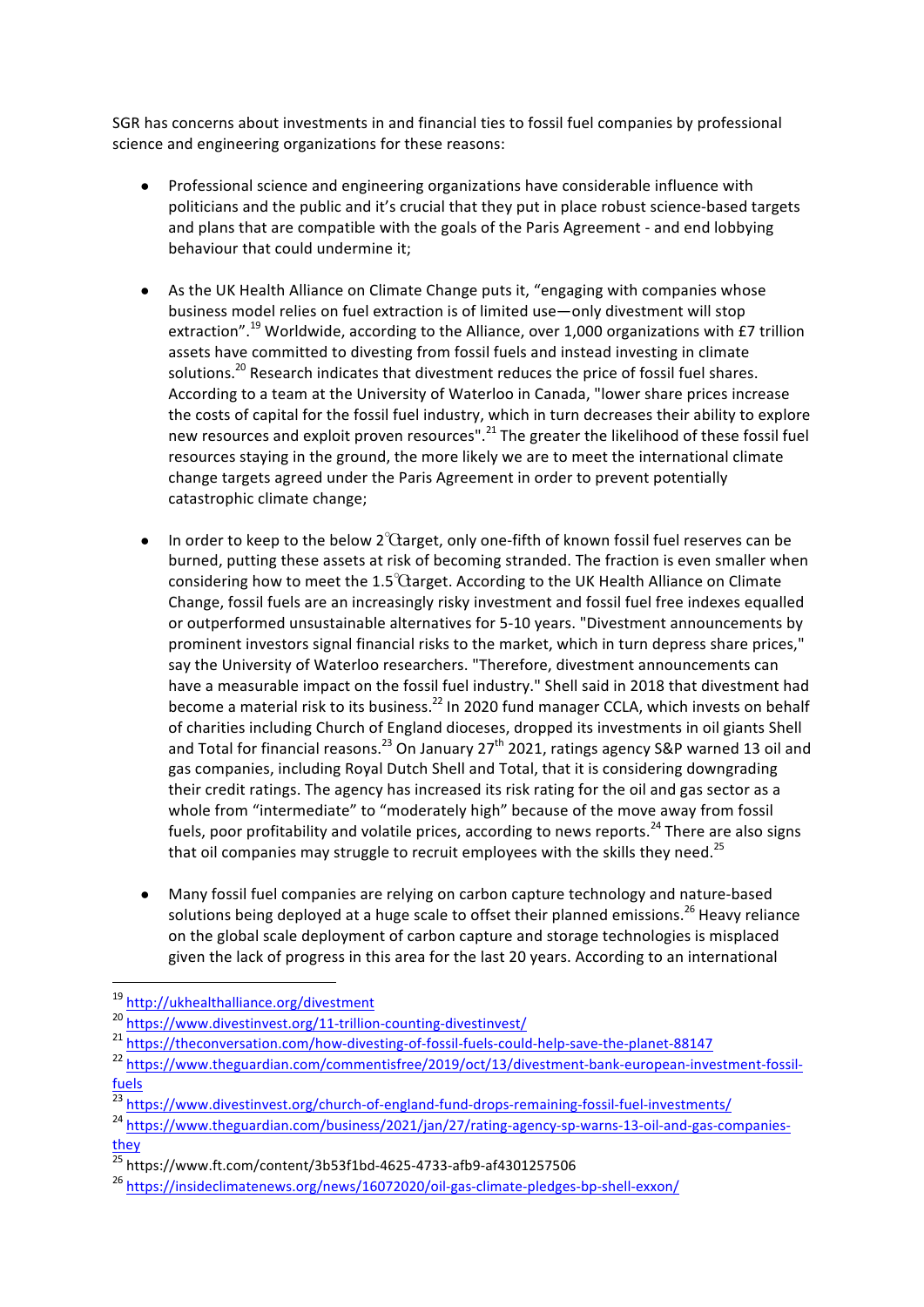SGR has concerns about investments in and financial ties to fossil fuel companies by professional science and engineering organizations for these reasons:

- Professional science and engineering organizations have considerable influence with politicians and the public and it's crucial that they put in place robust science-based targets and plans that are compatible with the goals of the Paris Agreement - and end lobbying behaviour that could undermine it;

- As the UK Health Alliance on Climate Change puts it, "engaging with companies whose business model relies on fuel extraction is of limited use—only divestment will stop extraction".[19] Worldwide, according to the Alliance, over 1,000 organizations with £7 trillion assets have committed to divesting from fossil fuels and instead investing in climate solutions.[20] Research indicates that divestment reduces the price of fossil fuel shares. According to a team at the University of Waterloo in Canada, "lower share prices increase the costs of capital for the fossil fuel industry, which in turn decreases their ability to explore new resources and exploit proven resources".[21] The greater the likelihood of these fossil fuel resources staying in the ground, the more likely we are to meet the international climate change targets agreed under the Paris Agreement in order to prevent potentially catastrophic climate change;

- In order to keep to the below 2℃ target, only one-fifth of known fossil fuel reserves can be burned, putting these assets at risk of becoming stranded. The fraction is even smaller when considering how to meet the 1.5℃ target. According to the UK Health Alliance on Climate Change, fossil fuels are an increasingly risky investment and fossil fuel free indexes equalled or outperformed unsustainable alternatives for 5-10 years. "Divestment announcements by prominent investors signal financial risks to the market, which in turn depress share prices," say the University of Waterloo researchers. "Therefore, divestment announcements can have a measurable impact on the fossil fuel industry." Shell said in 2018 that divestment had become a material risk to its business.[22] In 2020 fund manager CCLA, which invests on behalf of charities including Church of England dioceses, dropped its investments in oil giants Shell and Total for financial reasons.[23] On January 27th 2021, ratings agency S&P warned 13 oil and gas companies, including Royal Dutch Shell and Total, that it is considering downgrading their credit ratings. The agency has increased its risk rating for the oil and gas sector as a whole from "intermediate" to "moderately high" because of the move away from fossil fuels, poor profitability and volatile prices, according to news reports.[24] There are also signs that oil companies may struggle to recruit employees with the skills they need.[25]

- Many fossil fuel companies are relying on carbon capture technology and nature-based solutions being deployed at a huge scale to offset their planned emissions.[26] Heavy reliance on the global scale deployment of carbon capture and storage technologies is misplaced given the lack of progress in this area for the last 20 years. According to an international

---

[19] http://ukhealthalliance.org/divestment

[20] https://www.divestinvest.org/11-trillion-counting-divestinvest/

[21] https://theconversation.com/how-divesting-of-fossil-fuels-could-help-save-the-planet-88147

[22] https://www.theguardian.com/commentisfree/2019/oct/13/divestment-bank-european-investment-fossil-fuels

[23] https://www.divestinvest.org/church-of-england-fund-drops-remaining-fossil-fuel-investments/

[24] https://www.theguardian.com/business/2021/jan/27/rating-agency-sp-warns-13-oil-and-gas-companies-they

[25] https://www.ft.com/content/3b53f1bd-4625-4733-afb9-af4301257506

[26] https://insideclimatenews.org/news/16072020/oil-gas-climate-pledges-bp-shell-exxon/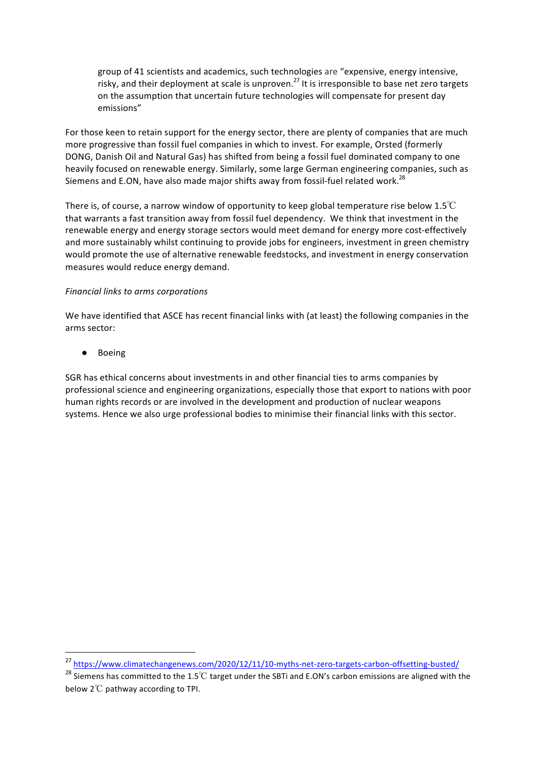group of 41 scientists and academics, such technologies are "expensive, energy intensive, risky, and their deployment at scale is unproven.[27] It is irresponsible to base net zero targets on the assumption that uncertain future technologies will compensate for present day emissions"

For those keen to retain support for the energy sector, there are plenty of companies that are much more progressive than fossil fuel companies in which to invest. For example, Orsted (formerly DONG, Danish Oil and Natural Gas) has shifted from being a fossil fuel dominated company to one heavily focused on renewable energy. Similarly, some large German engineering companies, such as Siemens and E.ON, have also made major shifts away from fossil-fuel related work.[28]

There is, of course, a narrow window of opportunity to keep global temperature rise below 1.5℃ that warrants a fast transition away from fossil fuel dependency. We think that investment in the renewable energy and energy storage sectors would meet demand for energy more cost-effectively and more sustainably whilst continuing to provide jobs for engineers, investment in green chemistry would promote the use of alternative renewable feedstocks, and investment in energy conservation measures would reduce energy demand.

*Financial links to arms corporations*

We have identified that ASCE has recent financial links with (at least) the following companies in the arms sector:

- Boeing

SGR has ethical concerns about investments in and other financial ties to arms companies by professional science and engineering organizations, especially those that export to nations with poor human rights records or are involved in the development and production of nuclear weapons systems. Hence we also urge professional bodies to minimise their financial links with this sector.

---

[27] https://www.climatechangenews.com/2020/12/11/10-myths-net-zero-targets-carbon-offsetting-busted/

[28] Siemens has committed to the 1.5℃ target under the SBTi and E.ON's carbon emissions are aligned with the below 2℃ pathway according to TPI.